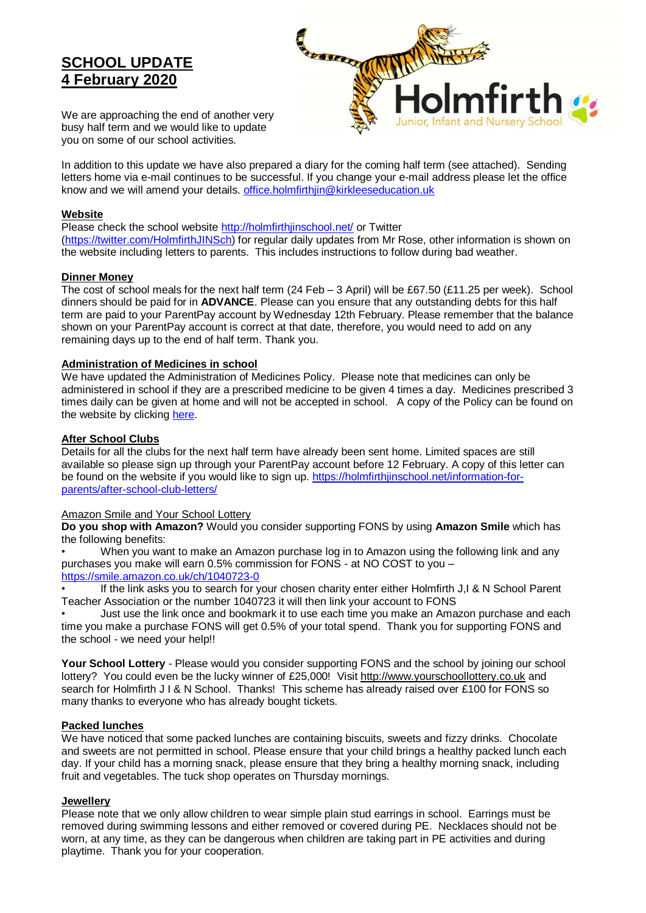# SCHOOL UPDATE
# 4 February 2020

Holmfirth
Junior, Infant and Nursery School

We are approaching the end of another very busy half term and we would like to update you on some of our school activities.

In addition to this update we have also prepared a diary for the coming half term (see attached). Sending letters home via e-mail continues to be successful. If you change your e-mail address please let the office know and we will amend your details. office.holmfirthjin@kirkleeseducation.uk

## Website

Please check the school website http://holmfirthjinschool.net/ or Twitter (https://twitter.com/HolmfirthJINSch) for regular daily updates from Mr Rose, other information is shown on the website including letters to parents. This includes instructions to follow during bad weather.

## Dinner Money

The cost of school meals for the next half term (24 Feb – 3 April) will be £67.50 (£11.25 per week). School dinners should be paid for in **ADVANCE**. Please can you ensure that any outstanding debts for this half term are paid to your ParentPay account by Wednesday 12th February. Please remember that the balance shown on your ParentPay account is correct at that date, therefore, you would need to add on any remaining days up to the end of half term. Thank you.

## Administration of Medicines in school

We have updated the Administration of Medicines Policy. Please note that medicines can only be administered in school if they are a prescribed medicine to be given 4 times a day. Medicines prescribed 3 times daily can be given at home and will not be accepted in school. A copy of the Policy can be found on the website by clicking here.

## After School Clubs

Details for all the clubs for the next half term have already been sent home. Limited spaces are still available so please sign up through your ParentPay account before 12 February. A copy of this letter can be found on the website if you would like to sign up. https://holmfirthjinschool.net/information-for-parents/after-school-club-letters/

## Amazon Smile and Your School Lottery

**Do you shop with Amazon?** Would you consider supporting FONS by using **Amazon Smile** which has the following benefits:

- When you want to make an Amazon purchase log in to Amazon using the following link and any purchases you make will earn 0.5% commission for FONS - at NO COST to you – https://smile.amazon.co.uk/ch/1040723-0
- If the link asks you to search for your chosen charity enter either Holmfirth J,I & N School Parent Teacher Association or the number 1040723 it will then link your account to FONS
- Just use the link once and bookmark it to use each time you make an Amazon purchase and each time you make a purchase FONS will get 0.5% of your total spend. Thank you for supporting FONS and the school - we need your help!!

**Your School Lottery** - Please would you consider supporting FONS and the school by joining our school lottery? You could even be the lucky winner of £25,000! Visit http://www.yourschoollottery.co.uk and search for Holmfirth J I & N School. Thanks! This scheme has already raised over £100 for FONS so many thanks to everyone who has already bought tickets.

## Packed lunches

We have noticed that some packed lunches are containing biscuits, sweets and fizzy drinks. Chocolate and sweets are not permitted in school. Please ensure that your child brings a healthy packed lunch each day. If your child has a morning snack, please ensure that they bring a healthy morning snack, including fruit and vegetables. The tuck shop operates on Thursday mornings.

## Jewellery

Please note that we only allow children to wear simple plain stud earrings in school. Earrings must be removed during swimming lessons and either removed or covered during PE. Necklaces should not be worn, at any time, as they can be dangerous when children are taking part in PE activities and during playtime. Thank you for your cooperation.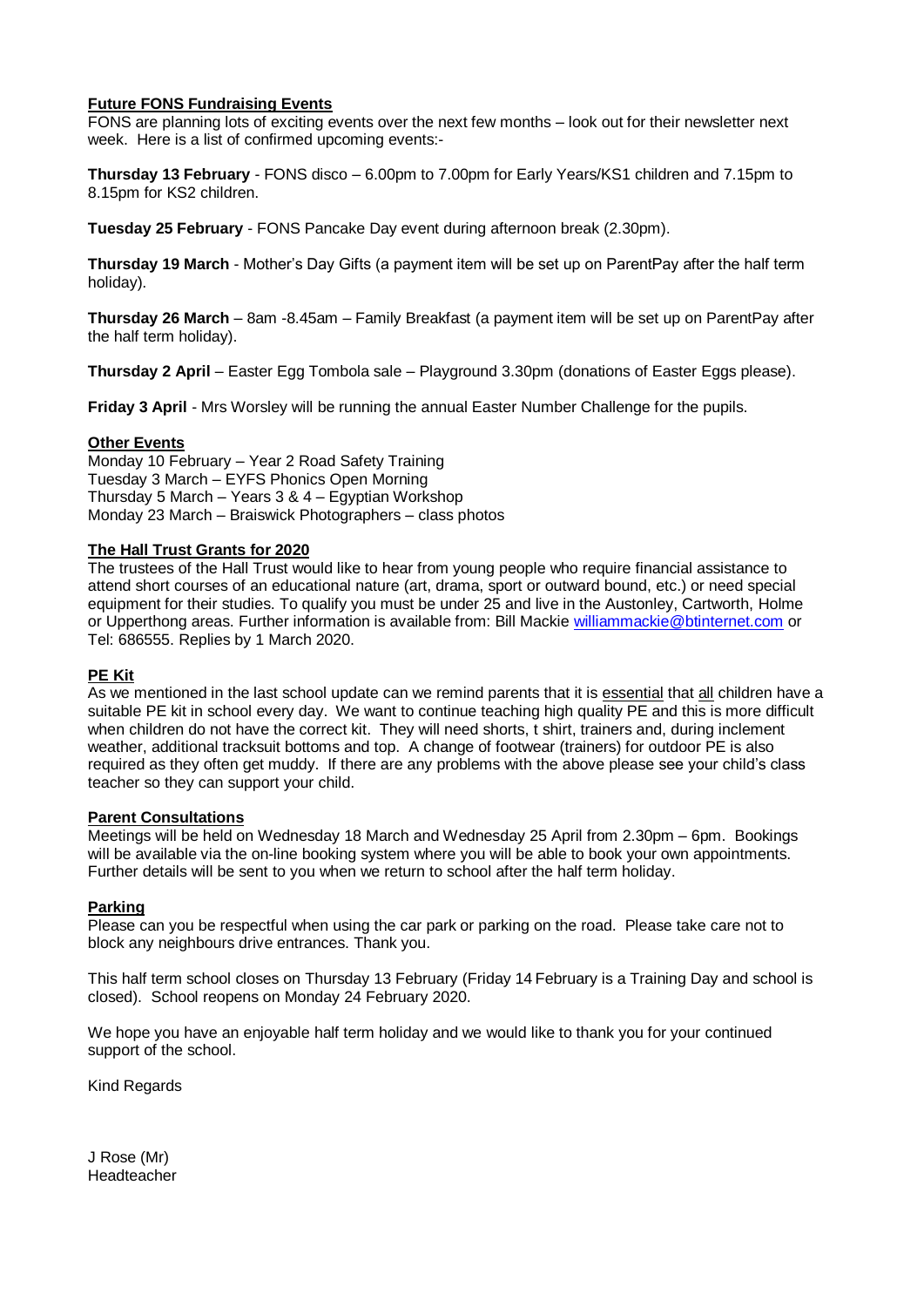## Future FONS Fundraising Events

FONS are planning lots of exciting events over the next few months – look out for their newsletter next week. Here is a list of confirmed upcoming events:-

**Thursday 13 February** - FONS disco – 6.00pm to 7.00pm for Early Years/KS1 children and 7.15pm to 8.15pm for KS2 children.

**Tuesday 25 February** - FONS Pancake Day event during afternoon break (2.30pm).

**Thursday 19 March** - Mother's Day Gifts (a payment item will be set up on ParentPay after the half term holiday).

**Thursday 26 March** – 8am -8.45am – Family Breakfast (a payment item will be set up on ParentPay after the half term holiday).

**Thursday 2 April** – Easter Egg Tombola sale – Playground 3.30pm (donations of Easter Eggs please).

**Friday 3 April** - Mrs Worsley will be running the annual Easter Number Challenge for the pupils.

## Other Events

Monday 10 February – Year 2 Road Safety Training
Tuesday 3 March – EYFS Phonics Open Morning
Thursday 5 March – Years 3 & 4 – Egyptian Workshop
Monday 23 March – Braiswick Photographers – class photos

## The Hall Trust Grants for 2020

The trustees of the Hall Trust would like to hear from young people who require financial assistance to attend short courses of an educational nature (art, drama, sport or outward bound, etc.) or need special equipment for their studies. To qualify you must be under 25 and live in the Austonley, Cartworth, Holme or Upperthong areas. Further information is available from: Bill Mackie williammackie@btinternet.com or Tel: 686555. Replies by 1 March 2020.

## PE Kit

As we mentioned in the last school update can we remind parents that it is essential that all children have a suitable PE kit in school every day. We want to continue teaching high quality PE and this is more difficult when children do not have the correct kit. They will need shorts, t shirt, trainers and, during inclement weather, additional tracksuit bottoms and top. A change of footwear (trainers) for outdoor PE is also required as they often get muddy. If there are any problems with the above please see your child's class teacher so they can support your child.

## Parent Consultations

Meetings will be held on Wednesday 18 March and Wednesday 25 April from 2.30pm – 6pm. Bookings will be available via the on-line booking system where you will be able to book your own appointments. Further details will be sent to you when we return to school after the half term holiday.

## Parking

Please can you be respectful when using the car park or parking on the road. Please take care not to block any neighbours drive entrances. Thank you.

This half term school closes on Thursday 13 February (Friday 14 February is a Training Day and school is closed). School reopens on Monday 24 February 2020.

We hope you have an enjoyable half term holiday and we would like to thank you for your continued support of the school.

Kind Regards

J Rose (Mr)
Headteacher